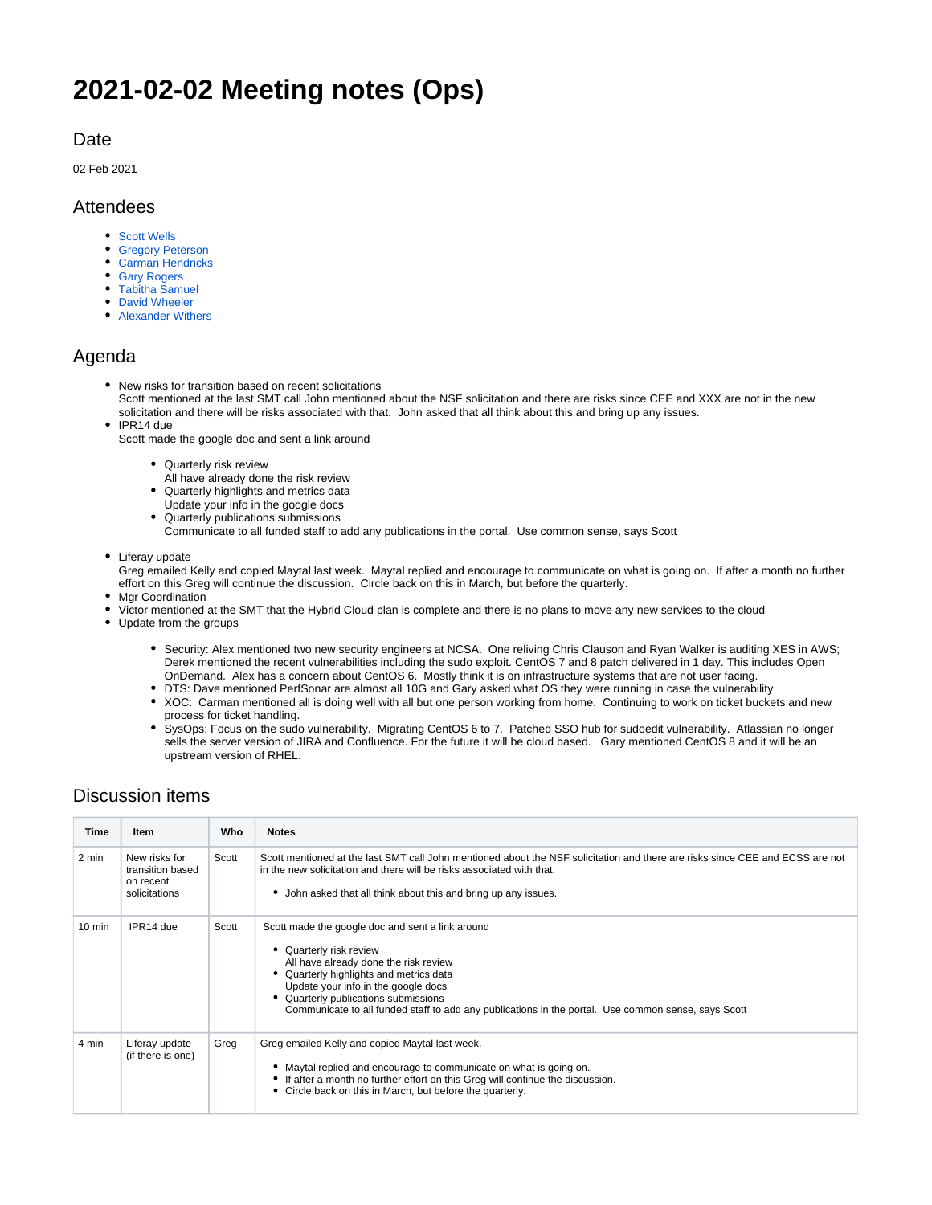# 2021-02-02 Meeting notes (Ops)

## Date

02 Feb 2021

## Attendees

- Scott Wells
- Gregory Peterson
- Carman Hendricks
- Gary Rogers
- Tabitha Samuel
- David Wheeler
- Alexander Withers

## Agenda

- New risks for transition based on recent solicitations
  Scott mentioned at the last SMT call John mentioned about the NSF solicitation and there are risks since CEE and XXX are not in the new solicitation and there will be risks associated with that. John asked that all think about this and bring up any issues.
- IPR14 due
  Scott made the google doc and sent a link around
  - Quarterly risk review
    All have already done the risk review
  - Quarterly highlights and metrics data
    Update your info in the google docs
  - Quarterly publications submissions
    Communicate to all funded staff to add any publications in the portal. Use common sense, says Scott
- Liferay update
  Greg emailed Kelly and copied Maytal last week. Maytal replied and encourage to communicate on what is going on. If after a month no further effort on this Greg will continue the discussion. Circle back on this in March, but before the quarterly.
- Mgr Coordination
- Victor mentioned at the SMT that the Hybrid Cloud plan is complete and there is no plans to move any new services to the cloud
- Update from the groups
  - Security: Alex mentioned two new security engineers at NCSA. One reliving Chris Clauson and Ryan Walker is auditing XES in AWS; Derek mentioned the recent vulnerabilities including the sudo exploit. CentOS 7 and 8 patch delivered in 1 day. This includes Open OnDemand. Alex has a concern about CentOS 6. Mostly think it is on infrastructure systems that are not user facing.
  - DTS: Dave mentioned PerfSonar are almost all 10G and Gary asked what OS they were running in case the vulnerability
  - XOC: Carman mentioned all is doing well with all but one person working from home. Continuing to work on ticket buckets and new process for ticket handling.
  - SysOps: Focus on the sudo vulnerability. Migrating CentOS 6 to 7. Patched SSO hub for sudoedit vulnerability. Atlassian no longer sells the server version of JIRA and Confluence. For the future it will be cloud based. Gary mentioned CentOS 8 and it will be an upstream version of RHEL.

## Discussion items

| Time | Item | Who | Notes |
| --- | --- | --- | --- |
| 2 min | New risks for transition based on recent solicitations | Scott | Scott mentioned at the last SMT call John mentioned about the NSF solicitation and there are risks since CEE and ECSS are not in the new solicitation and there will be risks associated with that.<br>• John asked that all think about this and bring up any issues. |
| 10 min | IPR14 due | Scott | Scott made the google doc and sent a link around<br>• Quarterly risk review<br>All have already done the risk review<br>• Quarterly highlights and metrics data<br>Update your info in the google docs<br>• Quarterly publications submissions<br>Communicate to all funded staff to add any publications in the portal. Use common sense, says Scott |
| 4 min | Liferay update (if there is one) | Greg | Greg emailed Kelly and copied Maytal last week.<br>• Maytal replied and encourage to communicate on what is going on.<br>• If after a month no further effort on this Greg will continue the discussion.<br>• Circle back on this in March, but before the quarterly. |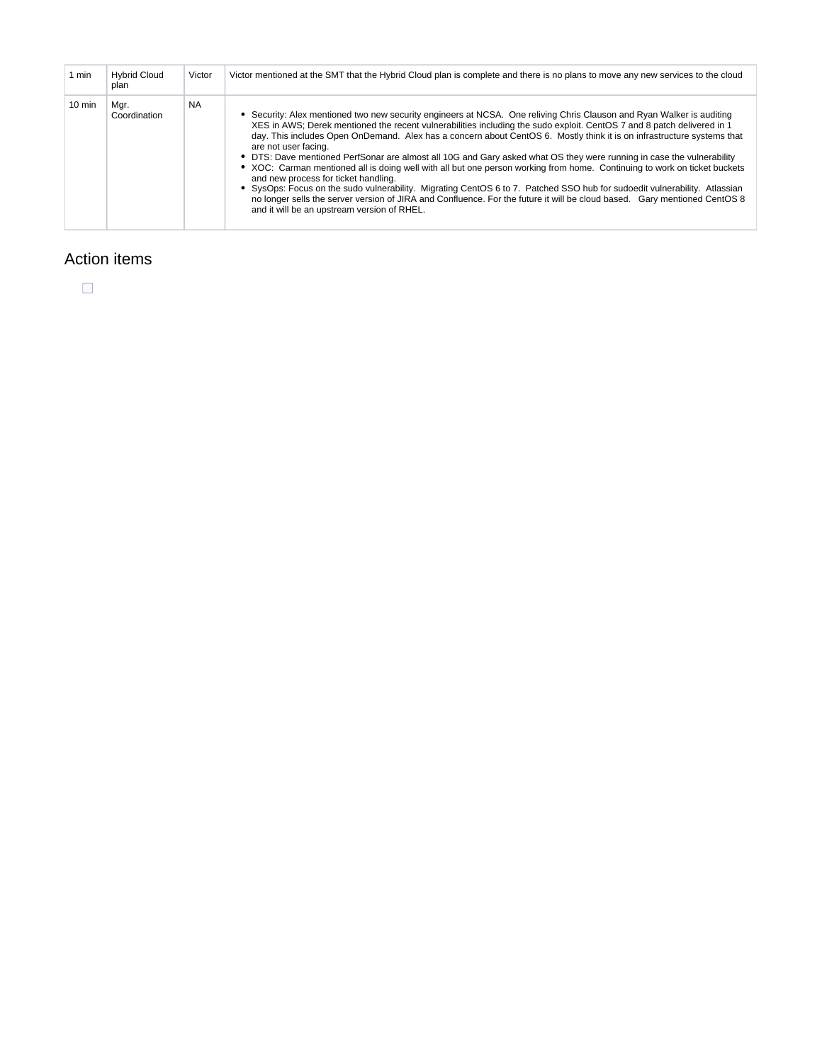| | | | |
|---|---|---|---|
| 1 min | Hybrid Cloud plan | Victor | Victor mentioned at the SMT that the Hybrid Cloud plan is complete and there is no plans to move any new services to the cloud |
| 10 min | Mgr. Coordination | NA | • Security: Alex mentioned two new security engineers at NCSA. One reliving Chris Clauson and Ryan Walker is auditing XES in AWS; Derek mentioned the recent vulnerabilities including the sudo exploit. CentOS 7 and 8 patch delivered in 1 day. This includes Open OnDemand. Alex has a concern about CentOS 6. Mostly think it is on infrastructure systems that are not user facing. <br>• DTS: Dave mentioned PerfSonar are almost all 10G and Gary asked what OS they were running in case the vulnerability <br>• XOC: Carman mentioned all is doing well with all but one person working from home. Continuing to work on ticket buckets and new process for ticket handling. <br>• SysOps: Focus on the sudo vulnerability. Migrating CentOS 6 to 7. Patched SSO hub for sudoedit vulnerability. Atlassian no longer sells the server version of JIRA and Confluence. For the future it will be cloud based. Gary mentioned CentOS 8 and it will be an upstream version of RHEL. |

## Action items

- [ ]